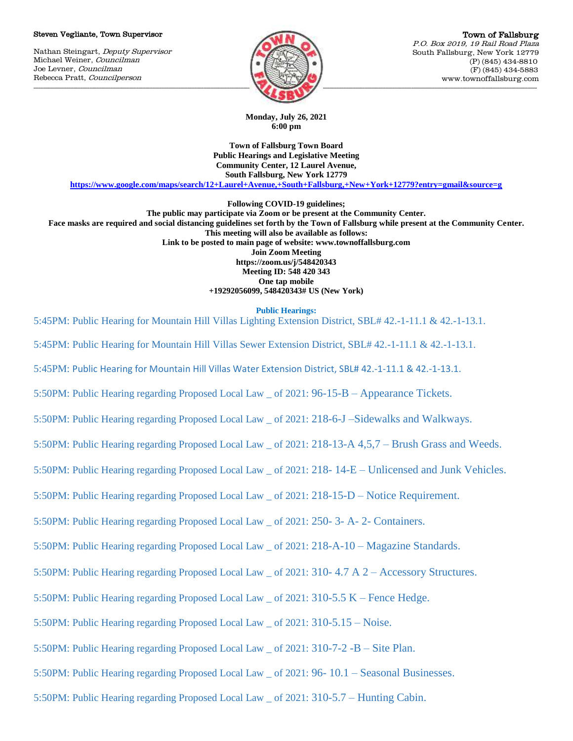Steven Vegliante, Town Supervisor

Nathan Steingart, *Deputy Supervisor*
Michael Weiner, *Councilman*
Joe Levner, *Councilman*
Rebecca Pratt, *Councilperson*

**Town of Fallsburg**
*P.O. Box 2019, 19 Rail Road Plaza*
South Fallsburg, New York 12779
(P) (845) 434-8810
(F) (845) 434-5883
www.townoffallsburg.com

**Monday, July 26, 2021**
**6:00 pm**

**Town of Fallsburg Town Board**
**Public Hearings and Legislative Meeting**
**Community Center, 12 Laurel Avenue,**
**South Fallsburg, New York 12779**
**https://www.google.com/maps/search/12+Laurel+Avenue,+South+Fallsburg,+New+York+12779?entry=gmail&source=g**

**Following COVID-19 guidelines;**
**The public may participate via Zoom or be present at the Community Center.**
**Face masks are required and social distancing guidelines set forth by the Town of Fallsburg while present at the Community Center.**
**This meeting will also be available as follows:**
**Link to be posted to main page of website: www.townoffallsburg.com**
**Join Zoom Meeting**
**https://zoom.us/j/548420343**
**Meeting ID: 548 420 343**
**One tap mobile**
**+19292056099, 548420343# US (New York)**

**Public Hearings:**

5:45PM: Public Hearing for Mountain Hill Villas Lighting Extension District, SBL# 42.-1-11.1 & 42.-1-13.1.

5:45PM: Public Hearing for Mountain Hill Villas Sewer Extension District, SBL# 42.-1-11.1 & 42.-1-13.1.

5:45PM: Public Hearing for Mountain Hill Villas Water Extension District, SBL# 42.-1-11.1 & 42.-1-13.1.

5:50PM: Public Hearing regarding Proposed Local Law _ of 2021: 96-15-B – Appearance Tickets.

5:50PM: Public Hearing regarding Proposed Local Law _ of 2021: 218-6-J –Sidewalks and Walkways.

5:50PM: Public Hearing regarding Proposed Local Law _ of 2021: 218-13-A 4,5,7 – Brush Grass and Weeds.

5:50PM: Public Hearing regarding Proposed Local Law _ of 2021: 218- 14-E – Unlicensed and Junk Vehicles.

5:50PM: Public Hearing regarding Proposed Local Law _ of 2021: 218-15-D – Notice Requirement.

5:50PM: Public Hearing regarding Proposed Local Law _ of 2021: 250- 3- A- 2- Containers.

5:50PM: Public Hearing regarding Proposed Local Law _ of 2021: 218-A-10 – Magazine Standards.

5:50PM: Public Hearing regarding Proposed Local Law _ of 2021: 310- 4.7 A 2 – Accessory Structures.

5:50PM: Public Hearing regarding Proposed Local Law _ of 2021: 310-5.5 K – Fence Hedge.

5:50PM: Public Hearing regarding Proposed Local Law _ of 2021: 310-5.15 – Noise.

5:50PM: Public Hearing regarding Proposed Local Law _ of 2021: 310-7-2 -B – Site Plan.

5:50PM: Public Hearing regarding Proposed Local Law _ of 2021: 96- 10.1 – Seasonal Businesses.

5:50PM: Public Hearing regarding Proposed Local Law _ of 2021: 310-5.7 – Hunting Cabin.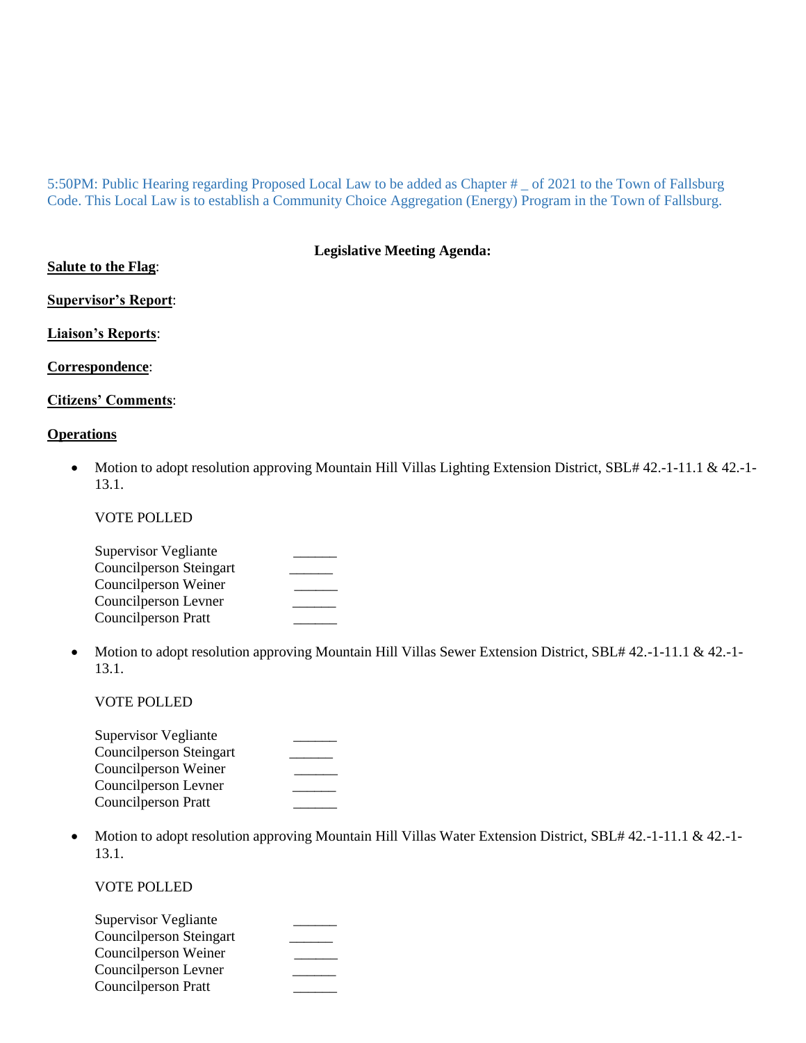5:50PM: Public Hearing regarding Proposed Local Law to be added as Chapter # _ of 2021 to the Town of Fallsburg Code. This Local Law is to establish a Community Choice Aggregation (Energy) Program in the Town of Fallsburg.

**Legislative Meeting Agenda:**

**Salute to the Flag**:

**Supervisor's Report**:

**Liaison's Reports**:

**Correspondence**:

**Citizens' Comments**:

**Operations**

- Motion to adopt resolution approving Mountain Hill Villas Lighting Extension District, SBL# 42.-1-11.1 & 42.-1-13.1.

  VOTE POLLED

  Supervisor Vegliante ______
  Councilperson Steingart ______
  Councilperson Weiner ______
  Councilperson Levner ______
  Councilperson Pratt ______

- Motion to adopt resolution approving Mountain Hill Villas Sewer Extension District, SBL# 42.-1-11.1 & 42.-1-13.1.

  VOTE POLLED

  Supervisor Vegliante ______
  Councilperson Steingart ______
  Councilperson Weiner ______
  Councilperson Levner ______
  Councilperson Pratt ______

- Motion to adopt resolution approving Mountain Hill Villas Water Extension District, SBL# 42.-1-11.1 & 42.-1-13.1.

  VOTE POLLED

  Supervisor Vegliante ______
  Councilperson Steingart ______
  Councilperson Weiner ______
  Councilperson Levner ______
  Councilperson Pratt ______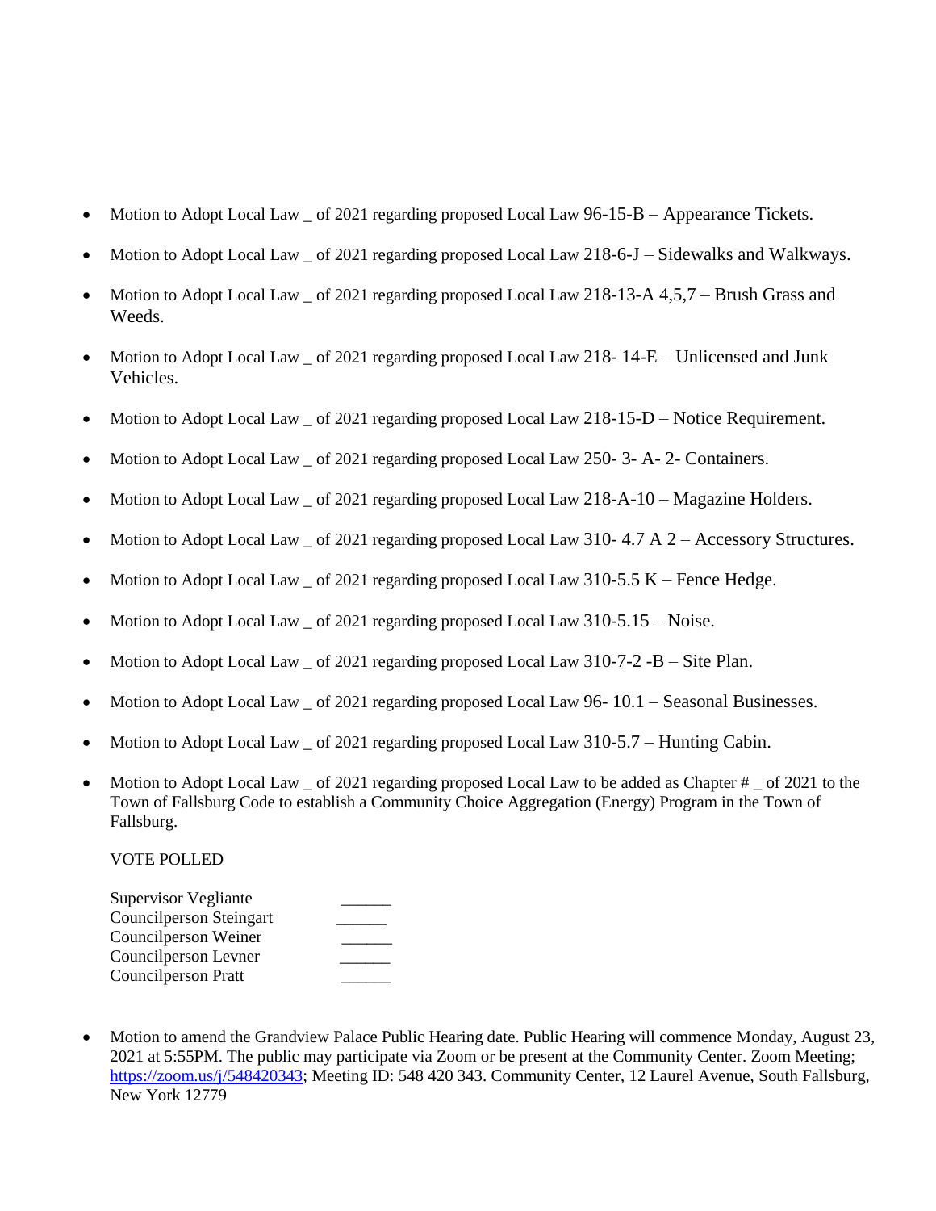- Motion to Adopt Local Law _ of 2021 regarding proposed Local Law 96-15-B – Appearance Tickets.
- Motion to Adopt Local Law _ of 2021 regarding proposed Local Law 218-6-J – Sidewalks and Walkways.
- Motion to Adopt Local Law _ of 2021 regarding proposed Local Law 218-13-A 4,5,7 – Brush Grass and Weeds.
- Motion to Adopt Local Law _ of 2021 regarding proposed Local Law 218- 14-E – Unlicensed and Junk Vehicles.
- Motion to Adopt Local Law _ of 2021 regarding proposed Local Law 218-15-D – Notice Requirement.
- Motion to Adopt Local Law _ of 2021 regarding proposed Local Law 250- 3- A- 2- Containers.
- Motion to Adopt Local Law _ of 2021 regarding proposed Local Law 218-A-10 – Magazine Holders.
- Motion to Adopt Local Law _ of 2021 regarding proposed Local Law 310- 4.7 A 2 – Accessory Structures.
- Motion to Adopt Local Law _ of 2021 regarding proposed Local Law 310-5.5 K – Fence Hedge.
- Motion to Adopt Local Law _ of 2021 regarding proposed Local Law 310-5.15 – Noise.
- Motion to Adopt Local Law _ of 2021 regarding proposed Local Law 310-7-2 -B – Site Plan.
- Motion to Adopt Local Law _ of 2021 regarding proposed Local Law 96- 10.1 – Seasonal Businesses.
- Motion to Adopt Local Law _ of 2021 regarding proposed Local Law 310-5.7 – Hunting Cabin.
- Motion to Adopt Local Law _ of 2021 regarding proposed Local Law to be added as Chapter # _ of 2021 to the Town of Fallsburg Code to establish a Community Choice Aggregation (Energy) Program in the Town of Fallsburg.

VOTE POLLED

Supervisor Vegliante ______
Councilperson Steingart ______
Councilperson Weiner ______
Councilperson Levner ______
Councilperson Pratt ______

- Motion to amend the Grandview Palace Public Hearing date. Public Hearing will commence Monday, August 23, 2021 at 5:55PM. The public may participate via Zoom or be present at the Community Center. Zoom Meeting; https://zoom.us/j/548420343; Meeting ID: 548 420 343. Community Center, 12 Laurel Avenue, South Fallsburg, New York 12779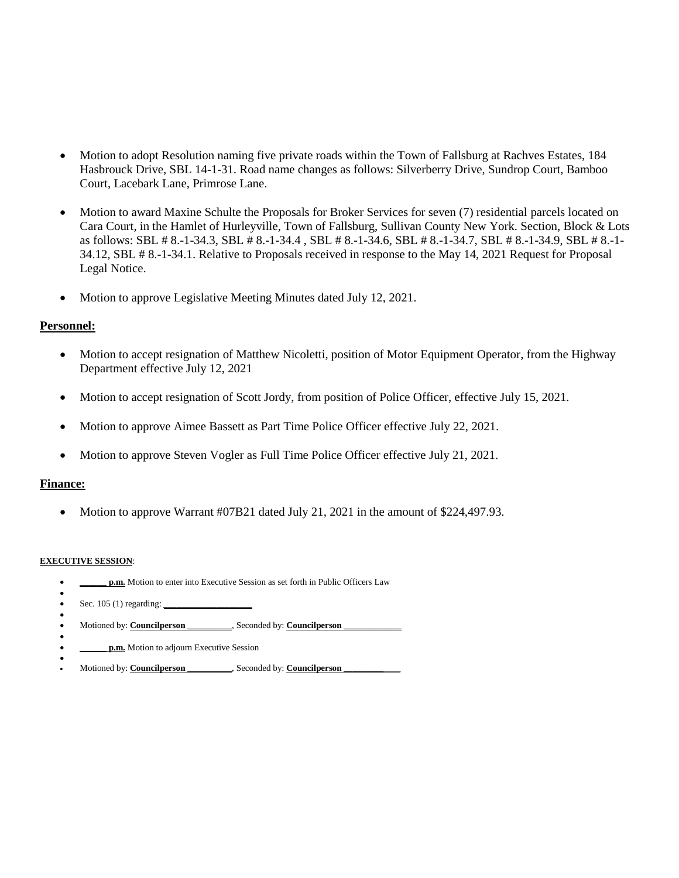- Motion to adopt Resolution naming five private roads within the Town of Fallsburg at Rachves Estates, 184 Hasbrouck Drive, SBL 14-1-31. Road name changes as follows: Silverberry Drive, Sundrop Court, Bamboo Court, Lacebark Lane, Primrose Lane.

- Motion to award Maxine Schulte the Proposals for Broker Services for seven (7) residential parcels located on Cara Court, in the Hamlet of Hurleyville, Town of Fallsburg, Sullivan County New York. Section, Block & Lots as follows: SBL # 8.-1-34.3, SBL # 8.-1-34.4 , SBL # 8.-1-34.6, SBL # 8.-1-34.7, SBL # 8.-1-34.9, SBL # 8.-1-34.12, SBL # 8.-1-34.1. Relative to Proposals received in response to the May 14, 2021 Request for Proposal Legal Notice.

- Motion to approve Legislative Meeting Minutes dated July 12, 2021.

## **Personnel:**

- Motion to accept resignation of Matthew Nicoletti, position of Motor Equipment Operator, from the Highway Department effective July 12, 2021

- Motion to accept resignation of Scott Jordy, from position of Police Officer, effective July 15, 2021.

- Motion to approve Aimee Bassett as Part Time Police Officer effective July 22, 2021.

- Motion to approve Steven Vogler as Full Time Police Officer effective July 21, 2021.

## **Finance:**

- Motion to approve Warrant #07B21 dated July 21, 2021 in the amount of $224,497.93.

**EXECUTIVE SESSION**:

- **______ p.m.** Motion to enter into Executive Session as set forth in Public Officers Law
- Sec. 105 (1) regarding: ____________________
- Motioned by: **Councilperson __________**, Seconded by: **Councilperson _____________**
- **______ p.m.** Motion to adjourn Executive Session
- Motioned by: **Councilperson __________**, Seconded by: **Councilperson _____________**